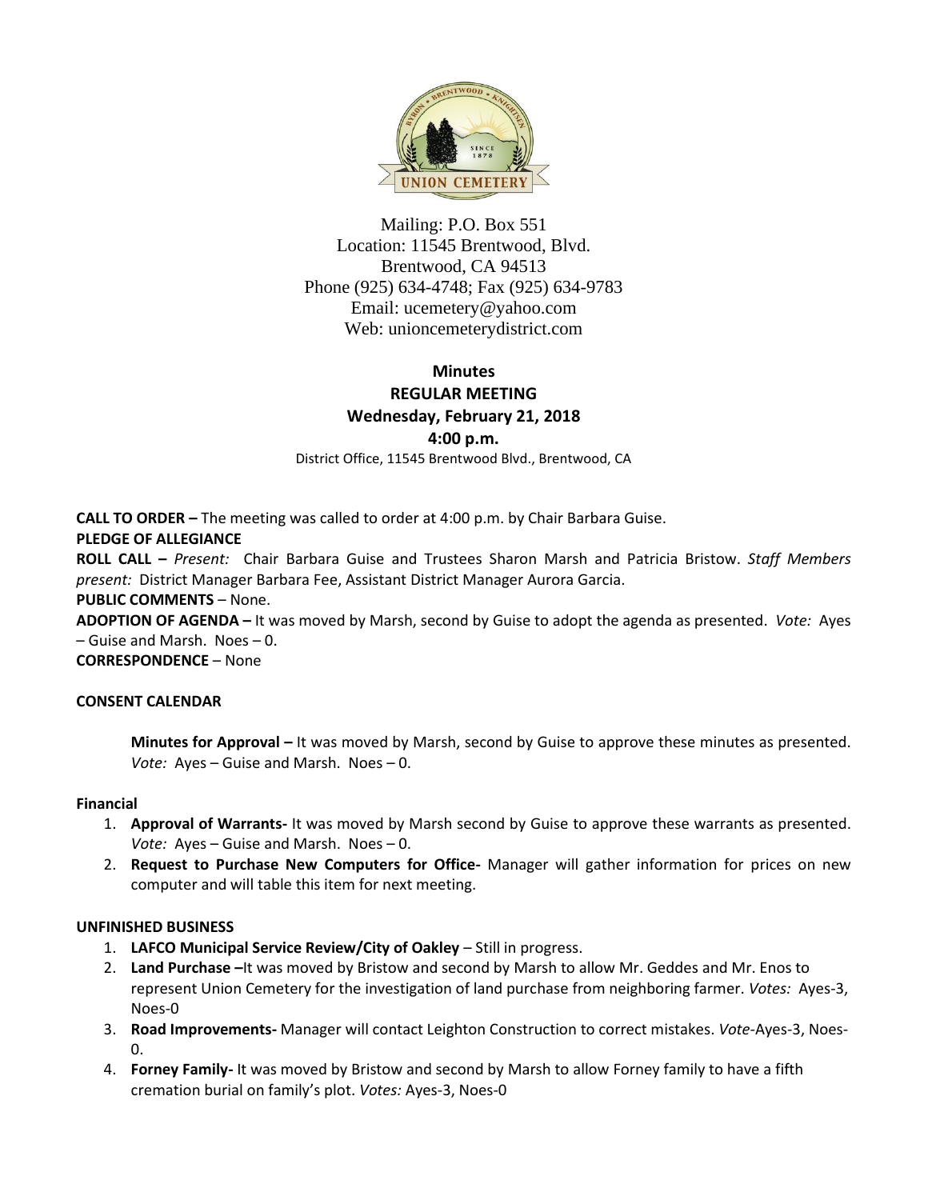Mailing: P.O. Box 551
Location: 11545 Brentwood, Blvd.
Brentwood, CA 94513
Phone (925) 634-4748; Fax (925) 634-9783
Email: ucemetery@yahoo.com
Web: unioncemeterydistrict.com

**Minutes**
**REGULAR MEETING**
**Wednesday, February 21, 2018**
**4:00 p.m.**

District Office, 11545 Brentwood Blvd., Brentwood, CA

**CALL TO ORDER –** The meeting was called to order at 4:00 p.m. by Chair Barbara Guise.

**PLEDGE OF ALLEGIANCE**

**ROLL CALL –** *Present:* Chair Barbara Guise and Trustees Sharon Marsh and Patricia Bristow. *Staff Members present:* District Manager Barbara Fee, Assistant District Manager Aurora Garcia.

**PUBLIC COMMENTS** – None.

**ADOPTION OF AGENDA –** It was moved by Marsh, second by Guise to adopt the agenda as presented. *Vote:* Ayes – Guise and Marsh. Noes – 0.

**CORRESPONDENCE** – None

**CONSENT CALENDAR**

**Minutes for Approval –** It was moved by Marsh, second by Guise to approve these minutes as presented. *Vote:* Ayes – Guise and Marsh. Noes – 0.

**Financial**

1. **Approval of Warrants-** It was moved by Marsh second by Guise to approve these warrants as presented. *Vote:* Ayes – Guise and Marsh. Noes – 0.
2. **Request to Purchase New Computers for Office-** Manager will gather information for prices on new computer and will table this item for next meeting.

**UNFINISHED BUSINESS**

1. **LAFCO Municipal Service Review/City of Oakley** – Still in progress.
2. **Land Purchase –**It was moved by Bristow and second by Marsh to allow Mr. Geddes and Mr. Enos to represent Union Cemetery for the investigation of land purchase from neighboring farmer. *Votes:* Ayes-3, Noes-0
3. **Road Improvements-** Manager will contact Leighton Construction to correct mistakes. *Vote*-Ayes-3, Noes-0.
4. **Forney Family-** It was moved by Bristow and second by Marsh to allow Forney family to have a fifth cremation burial on family's plot. *Votes:* Ayes-3, Noes-0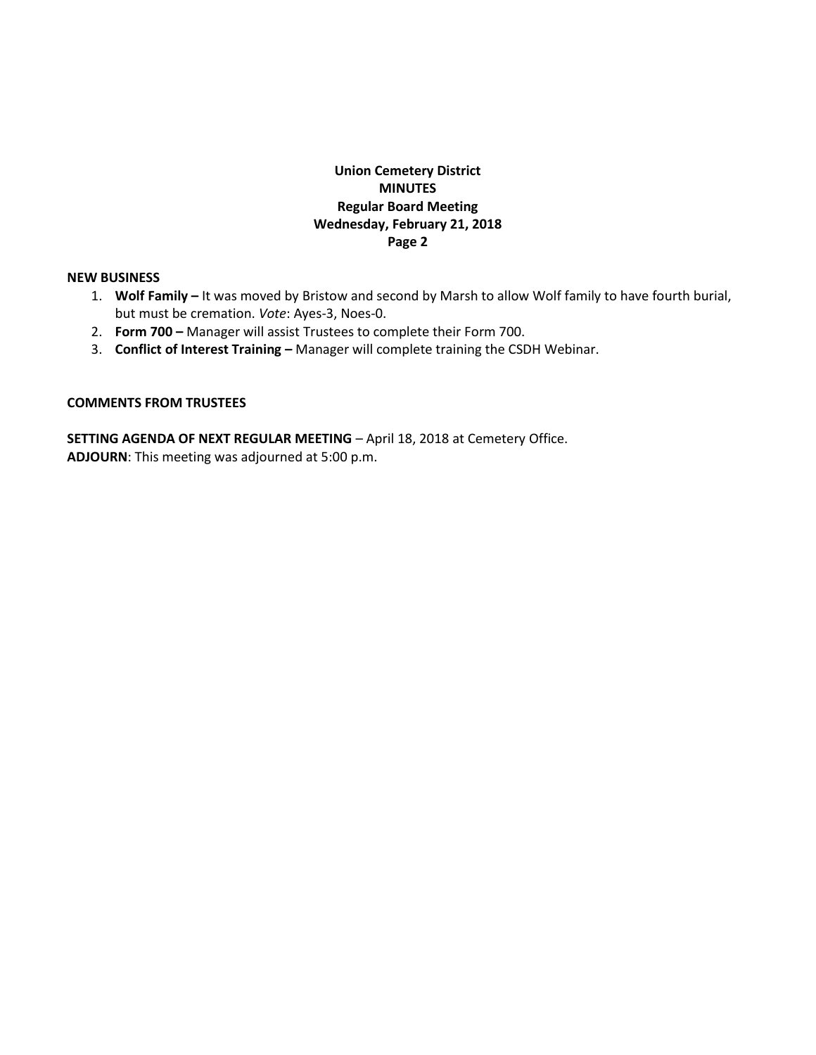**Union Cemetery District**
**MINUTES**
**Regular Board Meeting**
**Wednesday, February 21, 2018**

**NEW BUSINESS**

1. **Wolf Family –** It was moved by Bristow and second by Marsh to allow Wolf family to have fourth burial, but must be cremation. *Vote*: Ayes-3, Noes-0.
2. **Form 700 –** Manager will assist Trustees to complete their Form 700.
3. **Conflict of Interest Training –** Manager will complete training the CSDH Webinar.

**COMMENTS FROM TRUSTEES**

**SETTING AGENDA OF NEXT REGULAR MEETING** – April 18, 2018 at Cemetery Office.
**ADJOURN**: This meeting was adjourned at 5:00 p.m.